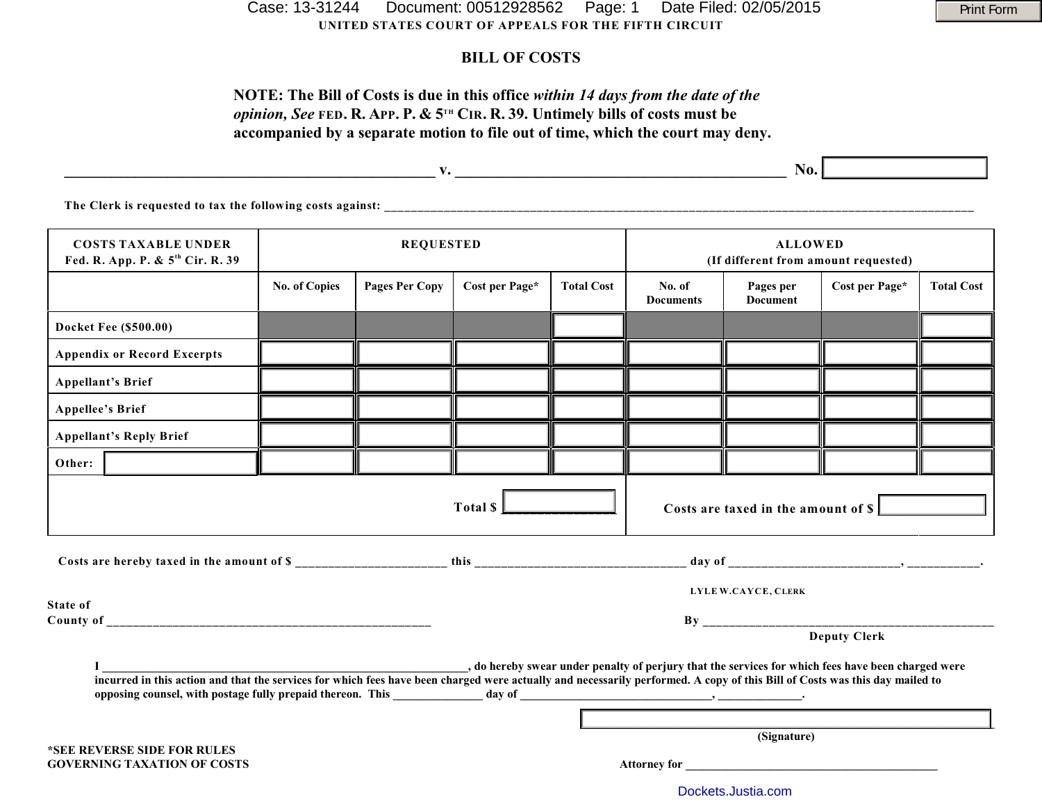UNITED STATES COURT OF APPEALS FOR THE FIFTH CIRCUIT

# BILL OF COSTS

**NOTE: The Bill of Costs is due in this office *within 14 days from the date of the opinion, See* FED. R. APP. P. & 5TH CIR. R. 39. Untimely bills of costs must be accompanied by a separate motion to file out of time, which the court may deny.**

_______________________________________________ v. ___________________________________________ No. __________

The Clerk is requested to tax the following costs against: ___________________________________________________________________

| COSTS TAXABLE UNDER Fed. R. App. P. & 5th Cir. R. 39 | REQUESTED | | | | ALLOWED (If different from amount requested) | | | |
|---|---|---|---|---|---|---|---|---|
| | No. of Copies | Pages Per Copy | Cost per Page* | Total Cost | No. of Documents | Pages per Document | Cost per Page* | Total Cost |
| Docket Fee ($500.00) | | | | | | | | |
| Appendix or Record Excerpts | | | | | | | | |
| Appellant's Brief | | | | | | | | |
| Appellee's Brief | | | | | | | | |
| Appellant's Reply Brief | | | | | | | | |
| Other: | | | | | | | | |
| | | | Total $ | | Costs are taxed in the amount of $ | | | |

Costs are hereby taxed in the amount of $ ______________________ this ________________________________ day of __________________________, ___________.

LYLE W. CAYCE, CLERK

State of
County of ___________________________________________________

By ____________________________________________
Deputy Clerk

I _______________________________________________________, do hereby swear under penalty of perjury that the services for which fees have been charged were incurred in this action and that the services for which fees have been charged were actually and necessarily performed. A copy of this Bill of Costs was this day mailed to opposing counsel, with postage fully prepaid thereon. This ______________ day of ________________________________, ______________.

_____________________________________________
(Signature)

*SEE REVERSE SIDE FOR RULES GOVERNING TAXATION OF COSTS

Attorney for __________________________________________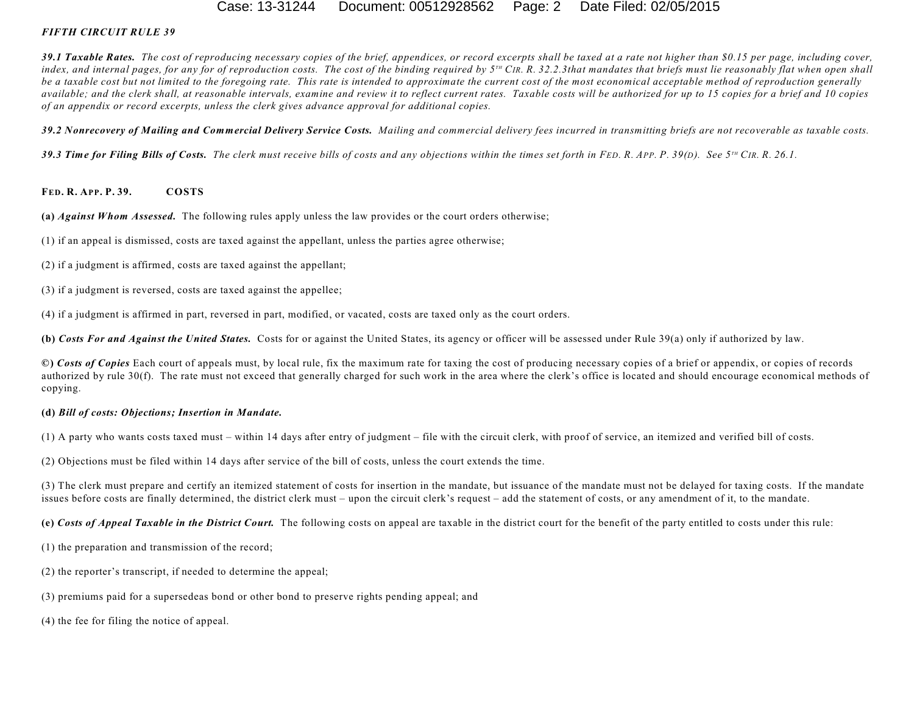***FIFTH CIRCUIT RULE 39***

***39.1 Taxable Rates.*** *The cost of reproducing necessary copies of the brief, appendices, or record excerpts shall be taxed at a rate not higher than $0.15 per page, including cover, index, and internal pages, for any for of reproduction costs. The cost of the binding required by 5TH CIR. R. 32.2.3that mandates that briefs must lie reasonably flat when open shall be a taxable cost but not limited to the foregoing rate. This rate is intended to approximate the current cost of the most economical acceptable method of reproduction generally available; and the clerk shall, at reasonable intervals, examine and review it to reflect current rates. Taxable costs will be authorized for up to 15 copies for a brief and 10 copies of an appendix or record excerpts, unless the clerk gives advance approval for additional copies.*

***39.2 Nonrecovery of Mailing and Commercial Delivery Service Costs.*** *Mailing and commercial delivery fees incurred in transmitting briefs are not recoverable as taxable costs.*

***39.3 Time for Filing Bills of Costs.*** *The clerk must receive bills of costs and any objections within the times set forth in FED. R. APP. P. 39(D). See 5TH CIR. R. 26.1.*

**FED. R. APP. P. 39. COSTS**

**(a)** ***Against Whom Assessed.*** The following rules apply unless the law provides or the court orders otherwise;

(1) if an appeal is dismissed, costs are taxed against the appellant, unless the parties agree otherwise;

(2) if a judgment is affirmed, costs are taxed against the appellant;

(3) if a judgment is reversed, costs are taxed against the appellee;

(4) if a judgment is affirmed in part, reversed in part, modified, or vacated, costs are taxed only as the court orders.

**(b)** ***Costs For and Against the United States.*** Costs for or against the United States, its agency or officer will be assessed under Rule 39(a) only if authorized by law.

**©)** ***Costs of Copies*** Each court of appeals must, by local rule, fix the maximum rate for taxing the cost of producing necessary copies of a brief or appendix, or copies of records authorized by rule 30(f). The rate must not exceed that generally charged for such work in the area where the clerk's office is located and should encourage economical methods of copying.

**(d)** ***Bill of costs: Objections; Insertion in Mandate.***

(1) A party who wants costs taxed must – within 14 days after entry of judgment – file with the circuit clerk, with proof of service, an itemized and verified bill of costs.

(2) Objections must be filed within 14 days after service of the bill of costs, unless the court extends the time.

(3) The clerk must prepare and certify an itemized statement of costs for insertion in the mandate, but issuance of the mandate must not be delayed for taxing costs. If the mandate issues before costs are finally determined, the district clerk must – upon the circuit clerk's request – add the statement of costs, or any amendment of it, to the mandate.

**(e)** ***Costs of Appeal Taxable in the District Court.*** The following costs on appeal are taxable in the district court for the benefit of the party entitled to costs under this rule:

(1) the preparation and transmission of the record;

(2) the reporter's transcript, if needed to determine the appeal;

(3) premiums paid for a supersedeas bond or other bond to preserve rights pending appeal; and

(4) the fee for filing the notice of appeal.